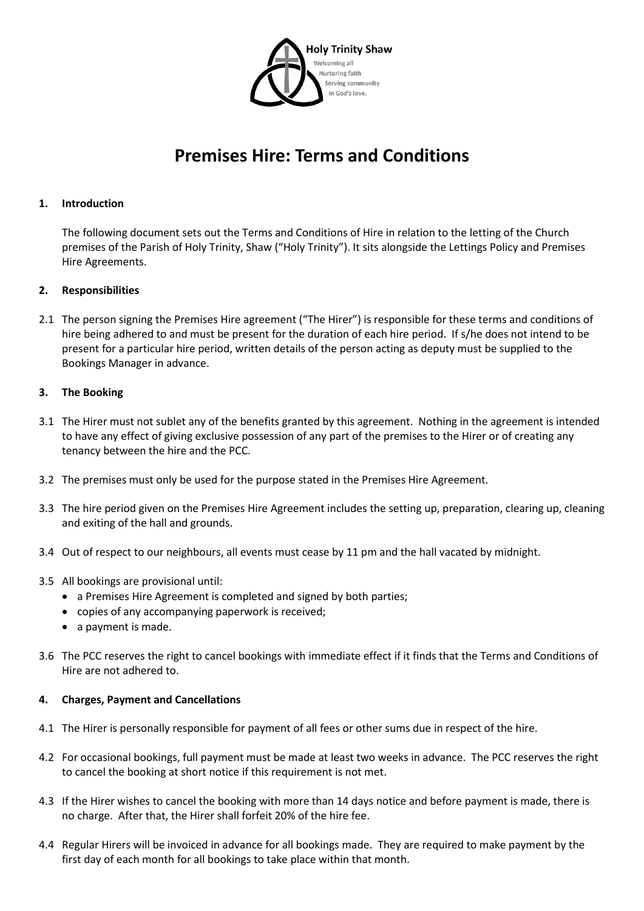Holy Trinity Shaw

Welcoming all
Nurturing faith
Serving community
In God's love.

# Premises Hire: Terms and Conditions

## 1. Introduction

The following document sets out the Terms and Conditions of Hire in relation to the letting of the Church premises of the Parish of Holy Trinity, Shaw ("Holy Trinity"). It sits alongside the Lettings Policy and Premises Hire Agreements.

## 2. Responsibilities

2.1 The person signing the Premises Hire agreement ("The Hirer") is responsible for these terms and conditions of hire being adhered to and must be present for the duration of each hire period. If s/he does not intend to be present for a particular hire period, written details of the person acting as deputy must be supplied to the Bookings Manager in advance.

## 3. The Booking

3.1 The Hirer must not sublet any of the benefits granted by this agreement. Nothing in the agreement is intended to have any effect of giving exclusive possession of any part of the premises to the Hirer or of creating any tenancy between the hire and the PCC.

3.2 The premises must only be used for the purpose stated in the Premises Hire Agreement.

3.3 The hire period given on the Premises Hire Agreement includes the setting up, preparation, clearing up, cleaning and exiting of the hall and grounds.

3.4 Out of respect to our neighbours, all events must cease by 11 pm and the hall vacated by midnight.

3.5 All bookings are provisional until:

- a Premises Hire Agreement is completed and signed by both parties;
- copies of any accompanying paperwork is received;
- a payment is made.

3.6 The PCC reserves the right to cancel bookings with immediate effect if it finds that the Terms and Conditions of Hire are not adhered to.

## 4. Charges, Payment and Cancellations

4.1 The Hirer is personally responsible for payment of all fees or other sums due in respect of the hire.

4.2 For occasional bookings, full payment must be made at least two weeks in advance. The PCC reserves the right to cancel the booking at short notice if this requirement is not met.

4.3 If the Hirer wishes to cancel the booking with more than 14 days notice and before payment is made, there is no charge. After that, the Hirer shall forfeit 20% of the hire fee.

4.4 Regular Hirers will be invoiced in advance for all bookings made. They are required to make payment by the first day of each month for all bookings to take place within that month.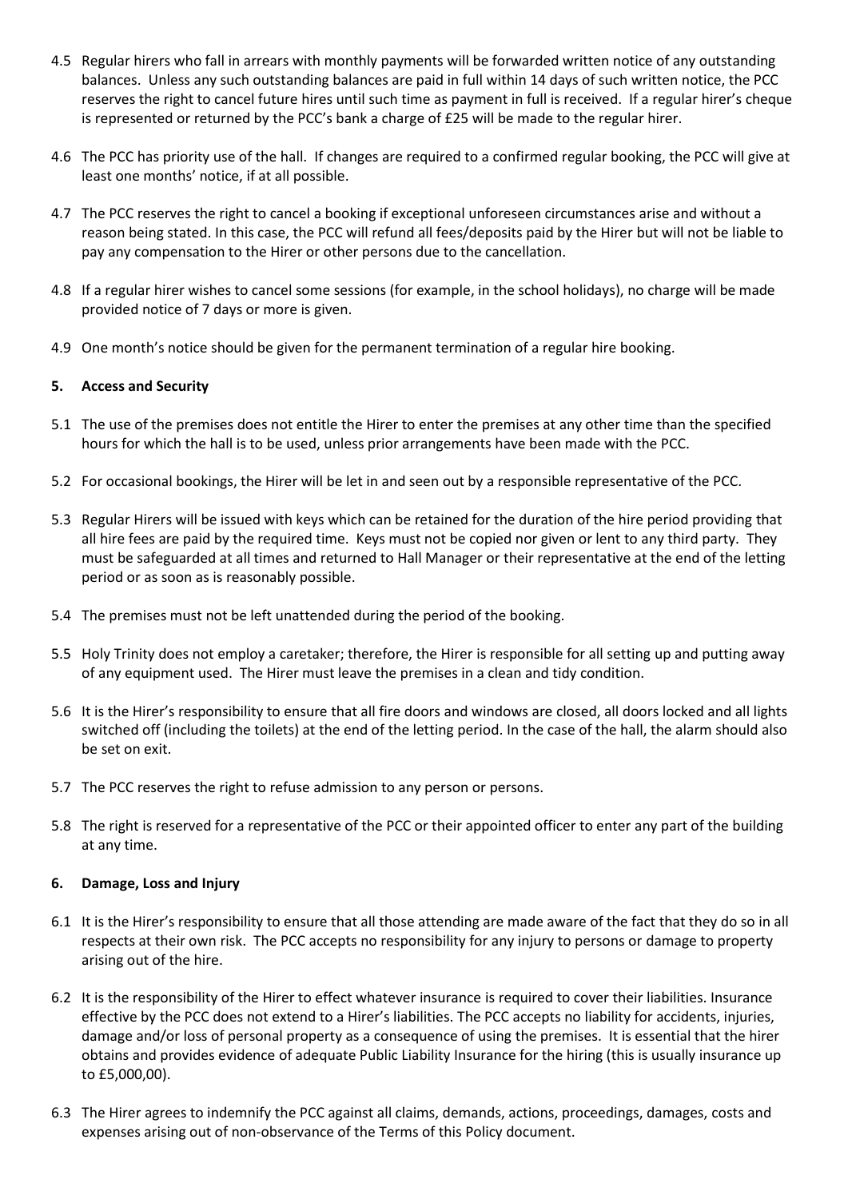4.5 Regular hirers who fall in arrears with monthly payments will be forwarded written notice of any outstanding balances. Unless any such outstanding balances are paid in full within 14 days of such written notice, the PCC reserves the right to cancel future hires until such time as payment in full is received. If a regular hirer's cheque is represented or returned by the PCC's bank a charge of £25 will be made to the regular hirer.

4.6 The PCC has priority use of the hall. If changes are required to a confirmed regular booking, the PCC will give at least one months' notice, if at all possible.

4.7 The PCC reserves the right to cancel a booking if exceptional unforeseen circumstances arise and without a reason being stated. In this case, the PCC will refund all fees/deposits paid by the Hirer but will not be liable to pay any compensation to the Hirer or other persons due to the cancellation.

4.8 If a regular hirer wishes to cancel some sessions (for example, in the school holidays), no charge will be made provided notice of 7 days or more is given.

4.9 One month's notice should be given for the permanent termination of a regular hire booking.

**5. Access and Security**

5.1 The use of the premises does not entitle the Hirer to enter the premises at any other time than the specified hours for which the hall is to be used, unless prior arrangements have been made with the PCC.

5.2 For occasional bookings, the Hirer will be let in and seen out by a responsible representative of the PCC.

5.3 Regular Hirers will be issued with keys which can be retained for the duration of the hire period providing that all hire fees are paid by the required time. Keys must not be copied nor given or lent to any third party. They must be safeguarded at all times and returned to Hall Manager or their representative at the end of the letting period or as soon as is reasonably possible.

5.4 The premises must not be left unattended during the period of the booking.

5.5 Holy Trinity does not employ a caretaker; therefore, the Hirer is responsible for all setting up and putting away of any equipment used. The Hirer must leave the premises in a clean and tidy condition.

5.6 It is the Hirer's responsibility to ensure that all fire doors and windows are closed, all doors locked and all lights switched off (including the toilets) at the end of the letting period. In the case of the hall, the alarm should also be set on exit.

5.7 The PCC reserves the right to refuse admission to any person or persons.

5.8 The right is reserved for a representative of the PCC or their appointed officer to enter any part of the building at any time.

**6. Damage, Loss and Injury**

6.1 It is the Hirer's responsibility to ensure that all those attending are made aware of the fact that they do so in all respects at their own risk. The PCC accepts no responsibility for any injury to persons or damage to property arising out of the hire.

6.2 It is the responsibility of the Hirer to effect whatever insurance is required to cover their liabilities. Insurance effective by the PCC does not extend to a Hirer's liabilities. The PCC accepts no liability for accidents, injuries, damage and/or loss of personal property as a consequence of using the premises. It is essential that the hirer obtains and provides evidence of adequate Public Liability Insurance for the hiring (this is usually insurance up to £5,000,00).

6.3 The Hirer agrees to indemnify the PCC against all claims, demands, actions, proceedings, damages, costs and expenses arising out of non-observance of the Terms of this Policy document.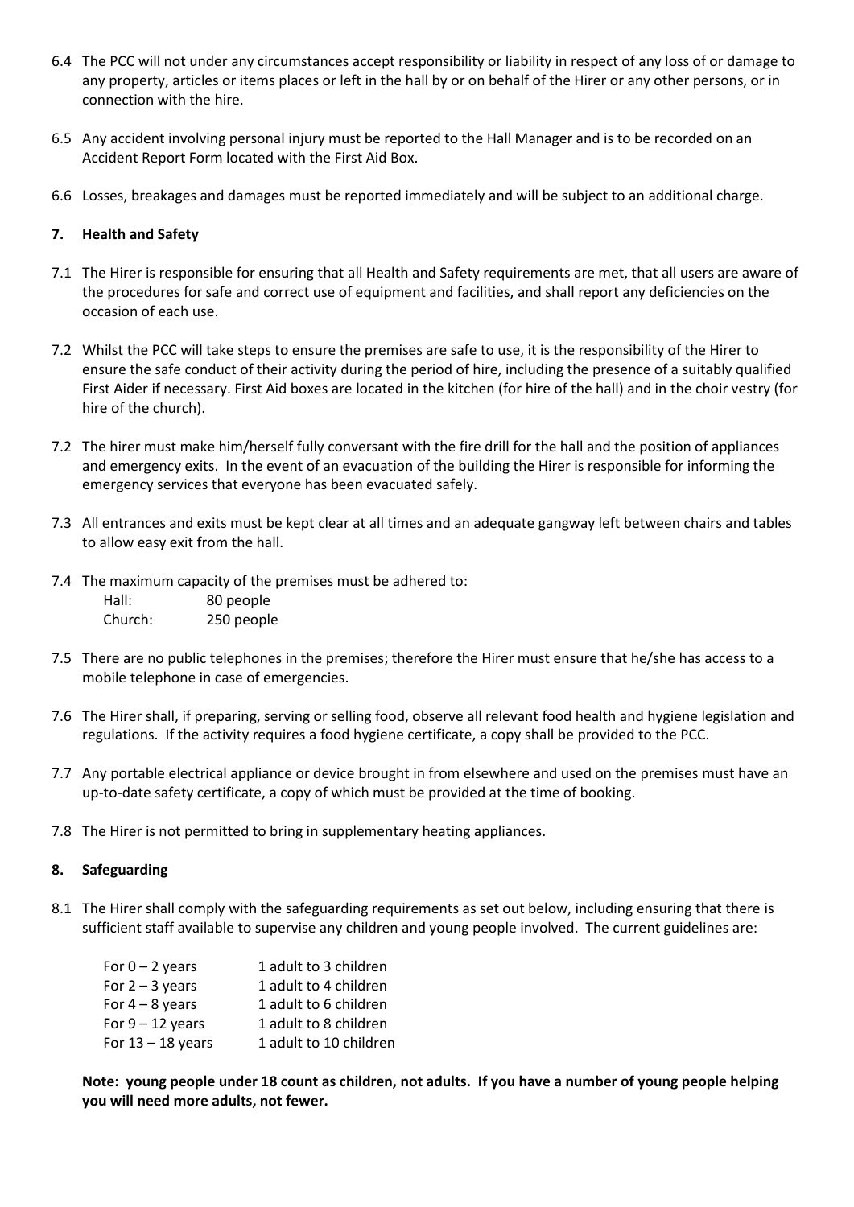6.4 The PCC will not under any circumstances accept responsibility or liability in respect of any loss of or damage to any property, articles or items places or left in the hall by or on behalf of the Hirer or any other persons, or in connection with the hire.

6.5 Any accident involving personal injury must be reported to the Hall Manager and is to be recorded on an Accident Report Form located with the First Aid Box.

6.6 Losses, breakages and damages must be reported immediately and will be subject to an additional charge.

## 7. Health and Safety

7.1 The Hirer is responsible for ensuring that all Health and Safety requirements are met, that all users are aware of the procedures for safe and correct use of equipment and facilities, and shall report any deficiencies on the occasion of each use.

7.2 Whilst the PCC will take steps to ensure the premises are safe to use, it is the responsibility of the Hirer to ensure the safe conduct of their activity during the period of hire, including the presence of a suitably qualified First Aider if necessary. First Aid boxes are located in the kitchen (for hire of the hall) and in the choir vestry (for hire of the church).

7.2 The hirer must make him/herself fully conversant with the fire drill for the hall and the position of appliances and emergency exits. In the event of an evacuation of the building the Hirer is responsible for informing the emergency services that everyone has been evacuated safely.

7.3 All entrances and exits must be kept clear at all times and an adequate gangway left between chairs and tables to allow easy exit from the hall.

7.4 The maximum capacity of the premises must be adhered to:

| | |
|---|---|
| Hall: | 80 people |
| Church: | 250 people |

7.5 There are no public telephones in the premises; therefore the Hirer must ensure that he/she has access to a mobile telephone in case of emergencies.

7.6 The Hirer shall, if preparing, serving or selling food, observe all relevant food health and hygiene legislation and regulations. If the activity requires a food hygiene certificate, a copy shall be provided to the PCC.

7.7 Any portable electrical appliance or device brought in from elsewhere and used on the premises must have an up-to-date safety certificate, a copy of which must be provided at the time of booking.

7.8 The Hirer is not permitted to bring in supplementary heating appliances.

## 8. Safeguarding

8.1 The Hirer shall comply with the safeguarding requirements as set out below, including ensuring that there is sufficient staff available to supervise any children and young people involved. The current guidelines are:

| | |
|---|---|
| For 0 – 2 years | 1 adult to 3 children |
| For 2 – 3 years | 1 adult to 4 children |
| For 4 – 8 years | 1 adult to 6 children |
| For 9 – 12 years | 1 adult to 8 children |
| For 13 – 18 years | 1 adult to 10 children |

**Note: young people under 18 count as children, not adults. If you have a number of young people helping you will need more adults, not fewer.**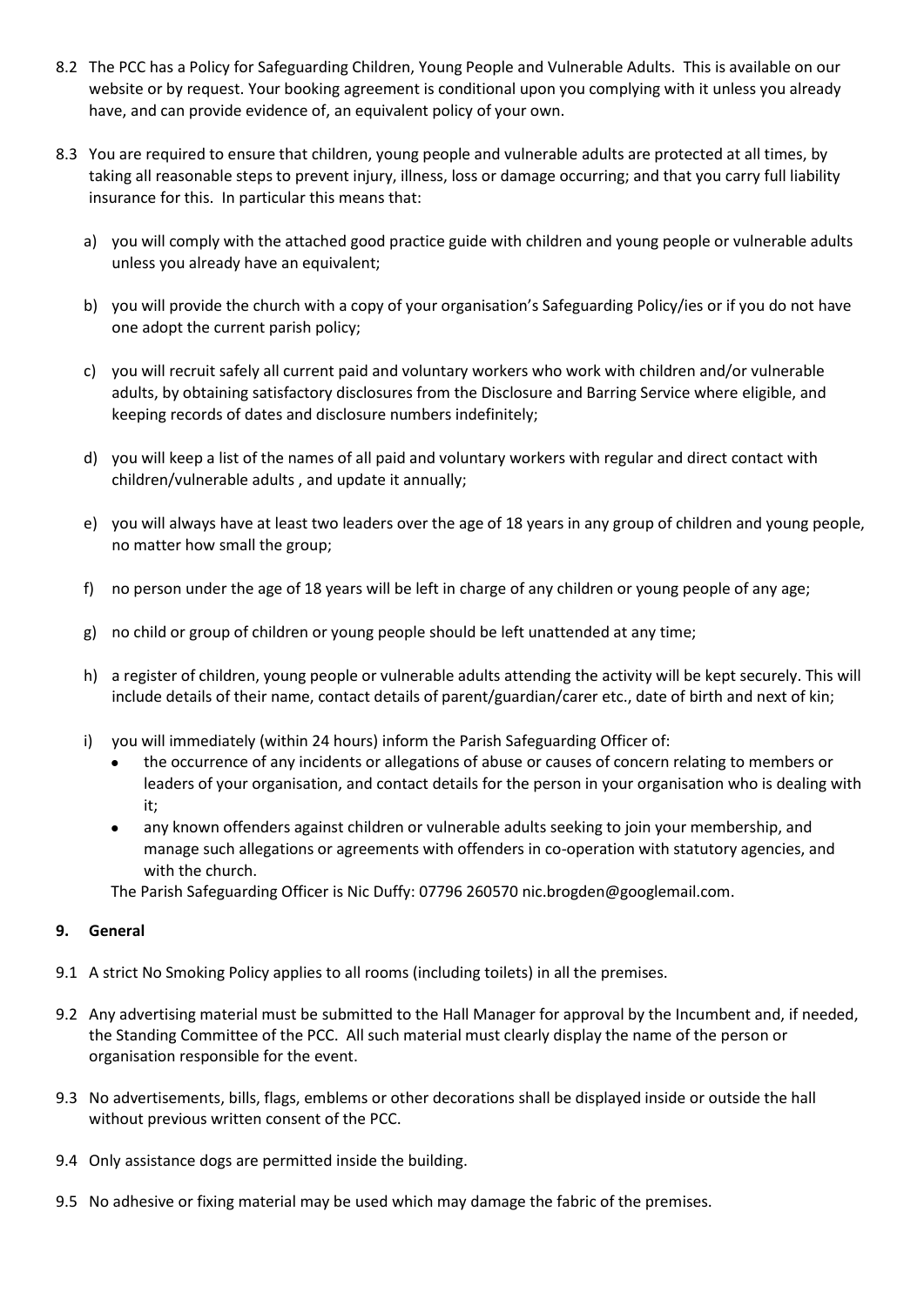8.2 The PCC has a Policy for Safeguarding Children, Young People and Vulnerable Adults. This is available on our website or by request. Your booking agreement is conditional upon you complying with it unless you already have, and can provide evidence of, an equivalent policy of your own.

8.3 You are required to ensure that children, young people and vulnerable adults are protected at all times, by taking all reasonable steps to prevent injury, illness, loss or damage occurring; and that you carry full liability insurance for this. In particular this means that:

a) you will comply with the attached good practice guide with children and young people or vulnerable adults unless you already have an equivalent;

b) you will provide the church with a copy of your organisation's Safeguarding Policy/ies or if you do not have one adopt the current parish policy;

c) you will recruit safely all current paid and voluntary workers who work with children and/or vulnerable adults, by obtaining satisfactory disclosures from the Disclosure and Barring Service where eligible, and keeping records of dates and disclosure numbers indefinitely;

d) you will keep a list of the names of all paid and voluntary workers with regular and direct contact with children/vulnerable adults , and update it annually;

e) you will always have at least two leaders over the age of 18 years in any group of children and young people, no matter how small the group;

f) no person under the age of 18 years will be left in charge of any children or young people of any age;

g) no child or group of children or young people should be left unattended at any time;

h) a register of children, young people or vulnerable adults attending the activity will be kept securely. This will include details of their name, contact details of parent/guardian/carer etc., date of birth and next of kin;

i) you will immediately (within 24 hours) inform the Parish Safeguarding Officer of:
   - the occurrence of any incidents or allegations of abuse or causes of concern relating to members or leaders of your organisation, and contact details for the person in your organisation who is dealing with it;
   - any known offenders against children or vulnerable adults seeking to join your membership, and manage such allegations or agreements with offenders in co-operation with statutory agencies, and with the church.

   The Parish Safeguarding Officer is Nic Duffy: 07796 260570 nic.brogden@googlemail.com.

**9. General**

9.1 A strict No Smoking Policy applies to all rooms (including toilets) in all the premises.

9.2 Any advertising material must be submitted to the Hall Manager for approval by the Incumbent and, if needed, the Standing Committee of the PCC. All such material must clearly display the name of the person or organisation responsible for the event.

9.3 No advertisements, bills, flags, emblems or other decorations shall be displayed inside or outside the hall without previous written consent of the PCC.

9.4 Only assistance dogs are permitted inside the building.

9.5 No adhesive or fixing material may be used which may damage the fabric of the premises.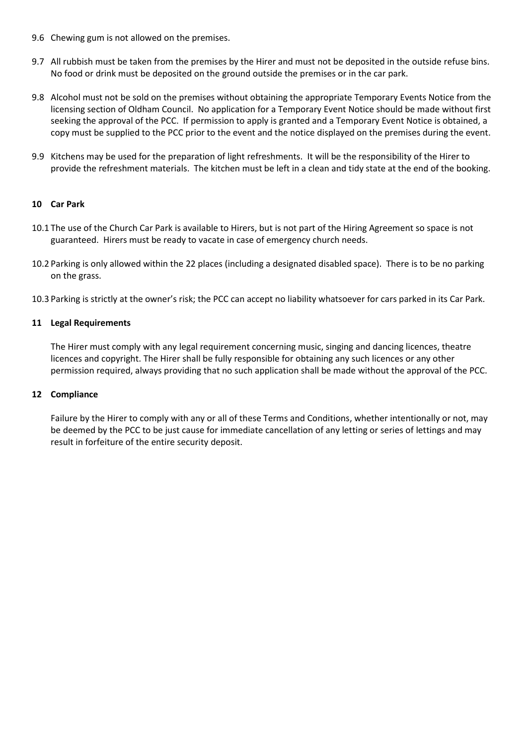9.6 Chewing gum is not allowed on the premises.

9.7 All rubbish must be taken from the premises by the Hirer and must not be deposited in the outside refuse bins. No food or drink must be deposited on the ground outside the premises or in the car park.

9.8 Alcohol must not be sold on the premises without obtaining the appropriate Temporary Events Notice from the licensing section of Oldham Council. No application for a Temporary Event Notice should be made without first seeking the approval of the PCC. If permission to apply is granted and a Temporary Event Notice is obtained, a copy must be supplied to the PCC prior to the event and the notice displayed on the premises during the event.

9.9 Kitchens may be used for the preparation of light refreshments. It will be the responsibility of the Hirer to provide the refreshment materials. The kitchen must be left in a clean and tidy state at the end of the booking.

## 10 Car Park

10.1 The use of the Church Car Park is available to Hirers, but is not part of the Hiring Agreement so space is not guaranteed. Hirers must be ready to vacate in case of emergency church needs.

10.2 Parking is only allowed within the 22 places (including a designated disabled space). There is to be no parking on the grass.

10.3 Parking is strictly at the owner's risk; the PCC can accept no liability whatsoever for cars parked in its Car Park.

## 11 Legal Requirements

The Hirer must comply with any legal requirement concerning music, singing and dancing licences, theatre licences and copyright. The Hirer shall be fully responsible for obtaining any such licences or any other permission required, always providing that no such application shall be made without the approval of the PCC.

## 12 Compliance

Failure by the Hirer to comply with any or all of these Terms and Conditions, whether intentionally or not, may be deemed by the PCC to be just cause for immediate cancellation of any letting or series of lettings and may result in forfeiture of the entire security deposit.